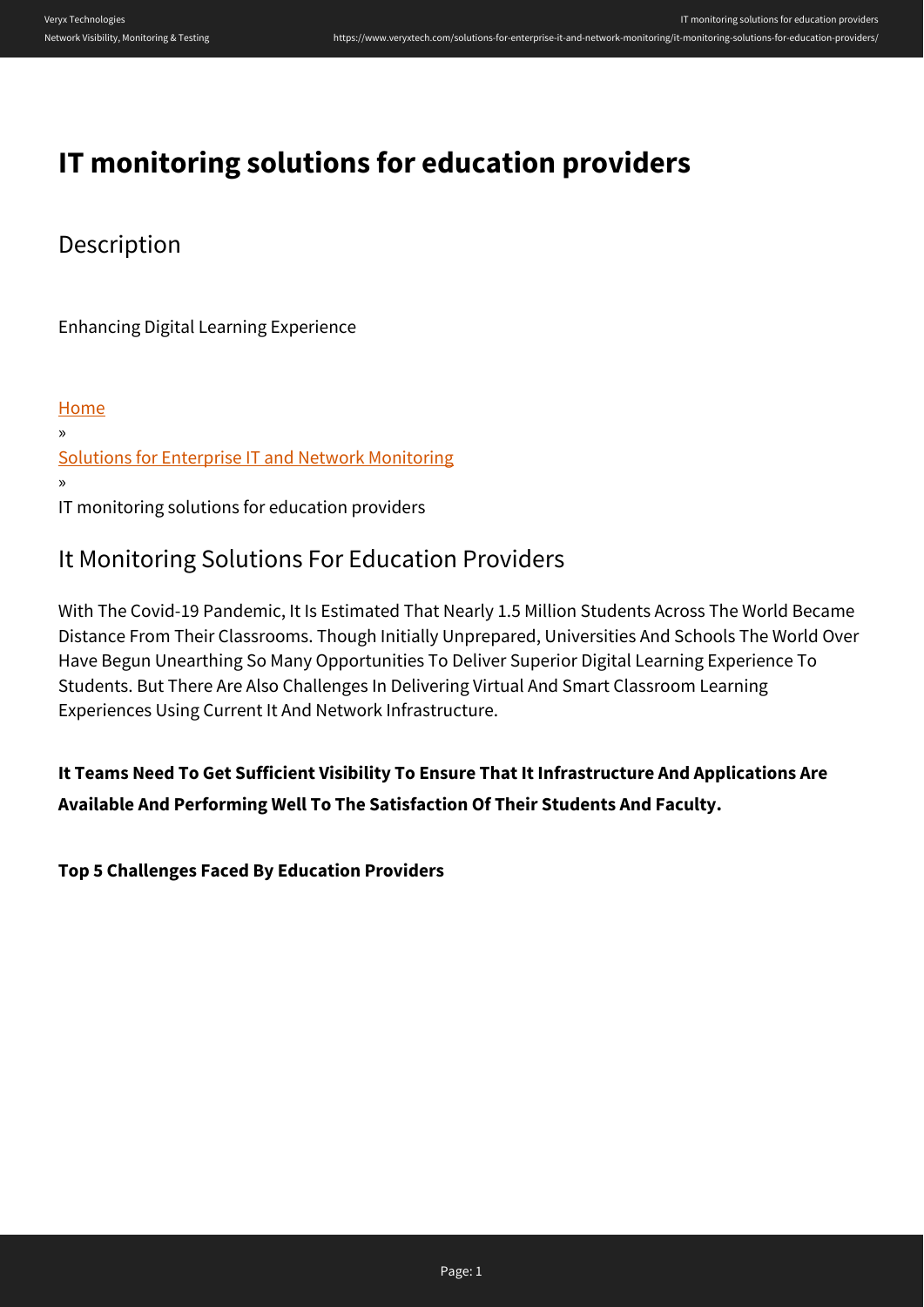# IT monitoring solutions for education providers

## Description

Enhancing Digital Learning Experience

Home
»
Solutions for Enterprise IT and Network Monitoring
»
IT monitoring solutions for education providers

## It Monitoring Solutions For Education Providers

With The Covid-19 Pandemic, It Is Estimated That Nearly 1.5 Million Students Across The World Became Distance From Their Classrooms. Though Initially Unprepared, Universities And Schools The World Over Have Begun Unearthing So Many Opportunities To Deliver Superior Digital Learning Experience To Students. But There Are Also Challenges In Delivering Virtual And Smart Classroom Learning Experiences Using Current It And Network Infrastructure.

**It Teams Need To Get Sufficient Visibility To Ensure That It Infrastructure And Applications Are Available And Performing Well To The Satisfaction Of Their Students And Faculty.**

**Top 5 Challenges Faced By Education Providers**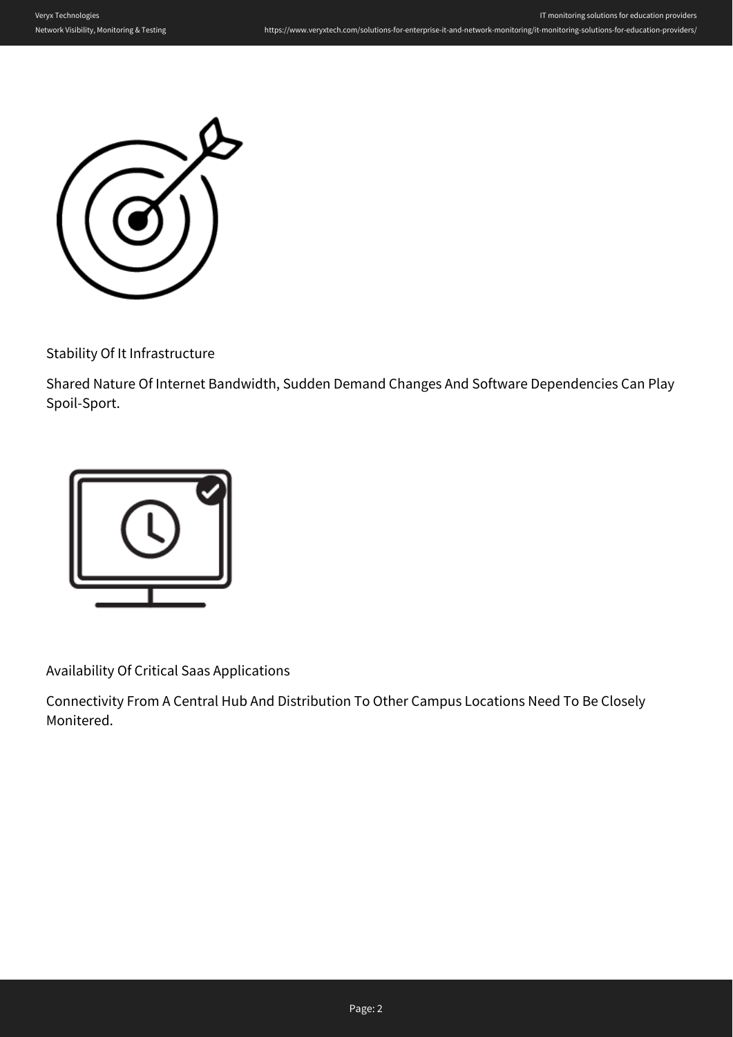Stability Of It Infrastructure

Shared Nature Of Internet Bandwidth, Sudden Demand Changes And Software Dependencies Can Play Spoil-Sport.

Availability Of Critical Saas Applications

Connectivity From A Central Hub And Distribution To Other Campus Locations Need To Be Closely Monitered.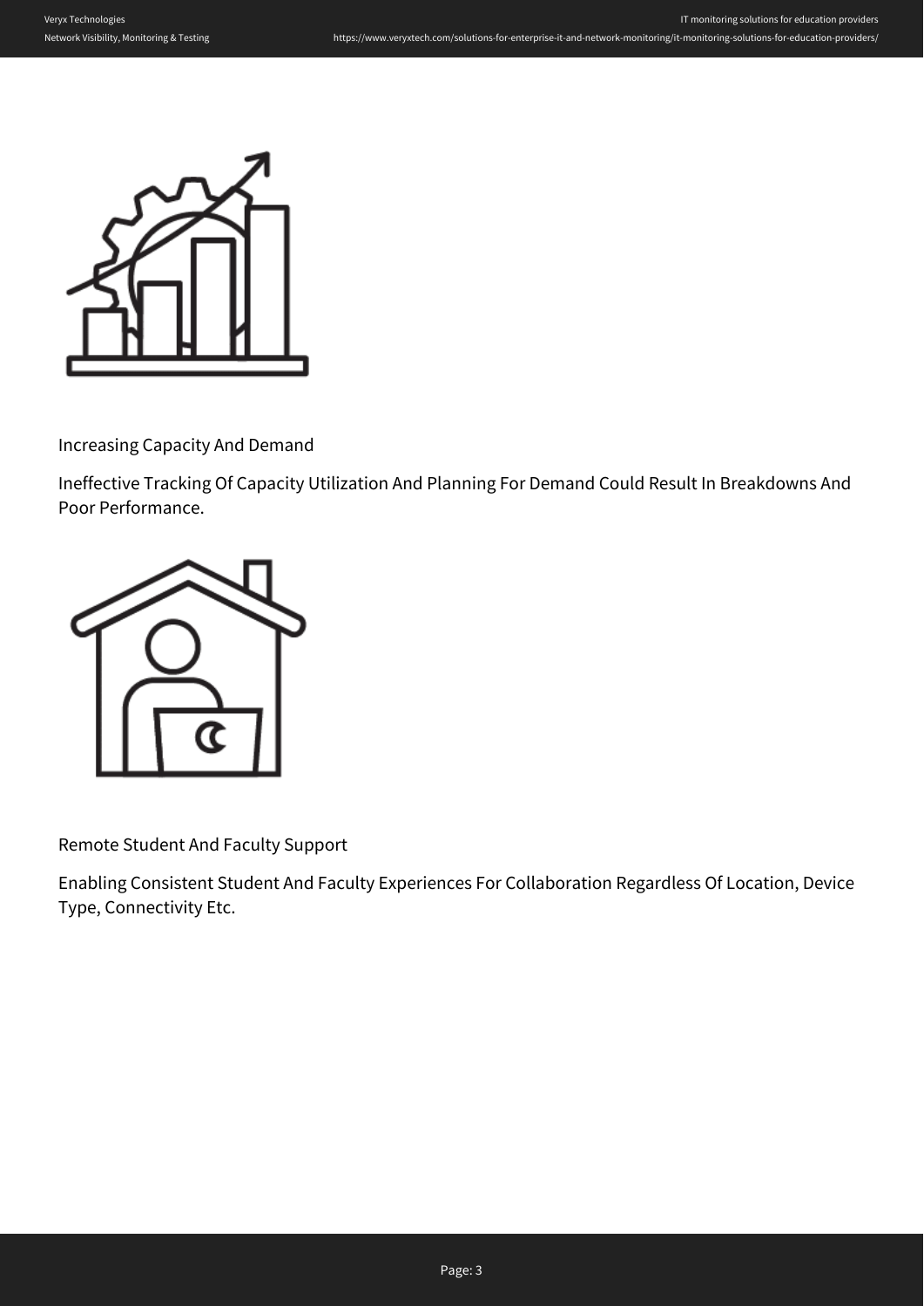Increasing Capacity And Demand

Ineffective Tracking Of Capacity Utilization And Planning For Demand Could Result In Breakdowns And Poor Performance.

Remote Student And Faculty Support

Enabling Consistent Student And Faculty Experiences For Collaboration Regardless Of Location, Device Type, Connectivity Etc.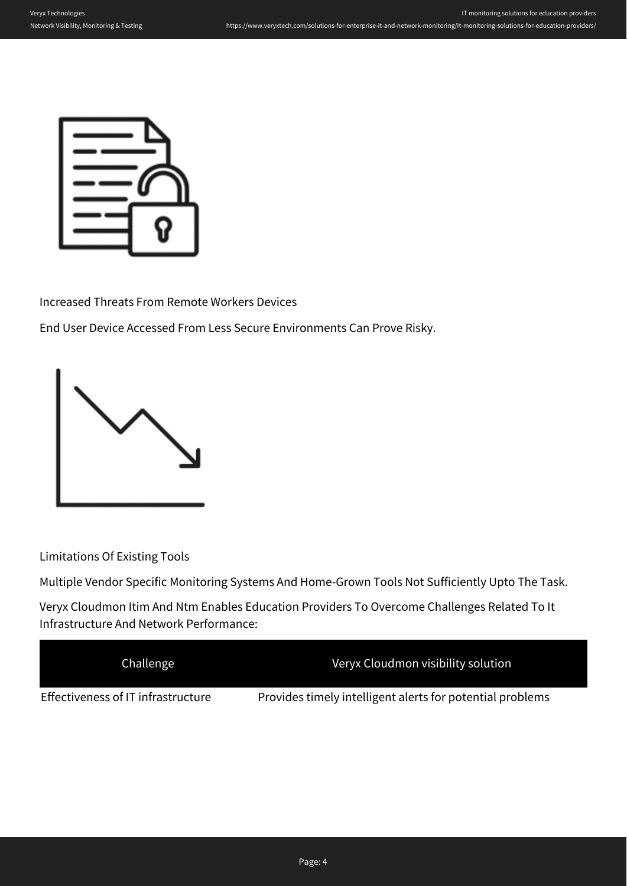Increased Threats From Remote Workers Devices

End User Device Accessed From Less Secure Environments Can Prove Risky.

Limitations Of Existing Tools

Multiple Vendor Specific Monitoring Systems And Home-Grown Tools Not Sufficiently Upto The Task.

Veryx Cloudmon Itim And Ntm Enables Education Providers To Overcome Challenges Related To It Infrastructure And Network Performance:

| Challenge | Veryx Cloudmon visibility solution |
| --- | --- |
| Effectiveness of IT infrastructure | Provides timely intelligent alerts for potential problems |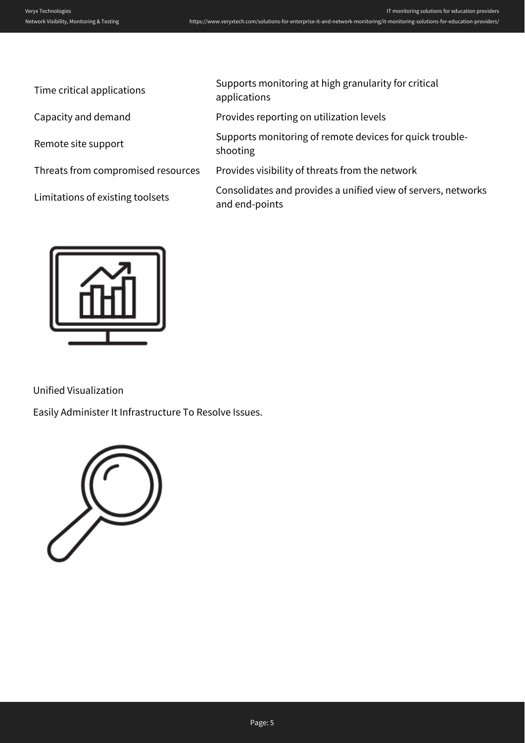| | |
|---|---|
| Time critical applications | Supports monitoring at high granularity for critical applications |
| Capacity and demand | Provides reporting on utilization levels |
| Remote site support | Supports monitoring of remote devices for quick trouble-shooting |
| Threats from compromised resources | Provides visibility of threats from the network |
| Limitations of existing toolsets | Consolidates and provides a unified view of servers, networks and end-points |

Unified Visualization

Easily Administer It Infrastructure To Resolve Issues.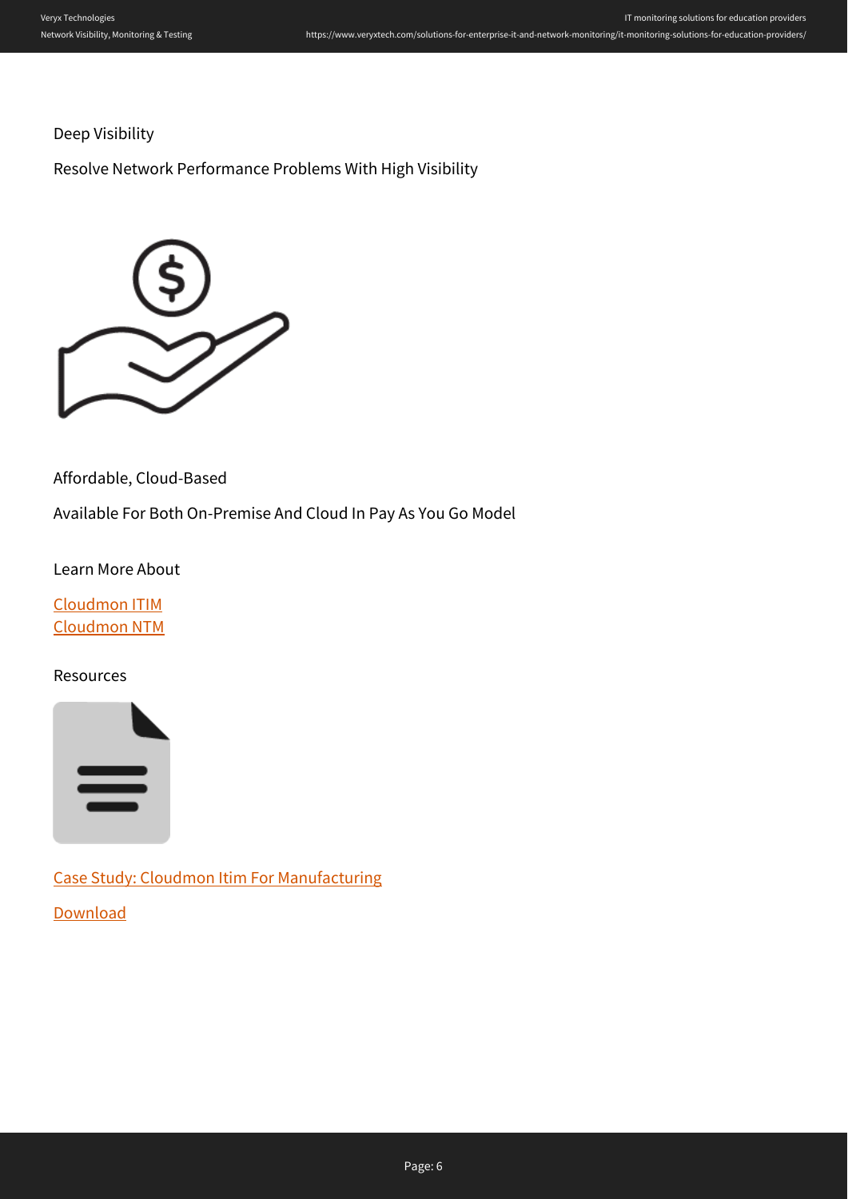Deep Visibility

Resolve Network Performance Problems With High Visibility

Affordable, Cloud-Based

Available For Both On-Premise And Cloud In Pay As You Go Model

Learn More About

[Cloudmon ITIM](#)
[Cloudmon NTM](#)

Resources

[Case Study: Cloudmon Itim For Manufacturing](#)

[Download](#)